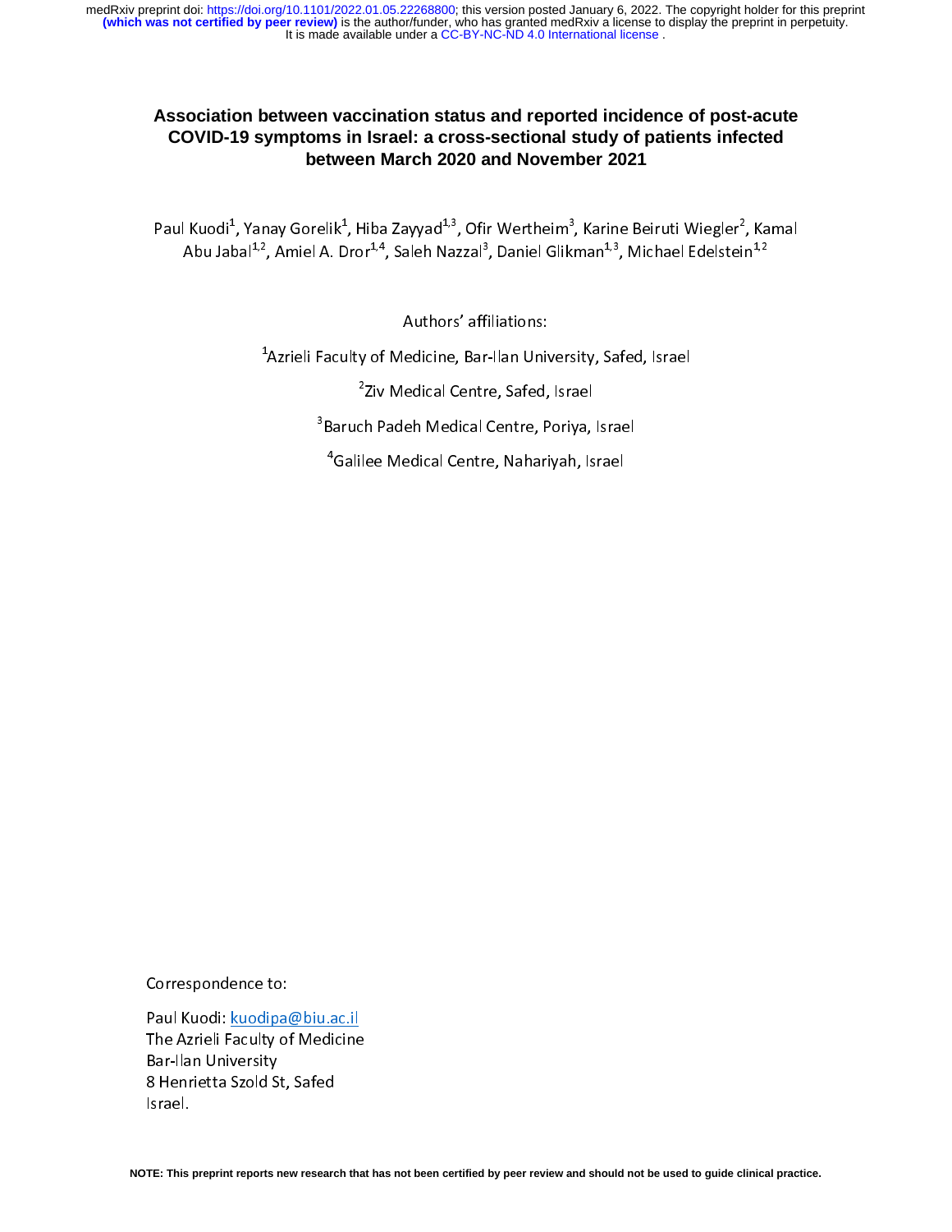# Association between vaccination status and reported incidence of post-acute COVID-19 symptoms in Israel: a cross-sectional study of patients infected between March 2020 and November 2021

Paul Kuodi[1], Yanay Gorelik[1], Hiba Zayyad[1,3], Ofir Wertheim[3], Karine Beiruti Wiegler[2], Kamal Abu Jabal[1,2], Amiel A. Dror[1,4], Saleh Nazzal[3], Daniel Glikman[1,3], Michael Edelstein[1,2]

Authors' affiliations:

[1]Azrieli Faculty of Medicine, Bar-Ilan University, Safed, Israel

[2]Ziv Medical Centre, Safed, Israel

[3]Baruch Padeh Medical Centre, Poriya, Israel

[4]Galilee Medical Centre, Nahariyah, Israel

Correspondence to:

Paul Kuodi: kuodipa@biu.ac.il
The Azrieli Faculty of Medicine
Bar-Ilan University
8 Henrietta Szold St, Safed
Israel.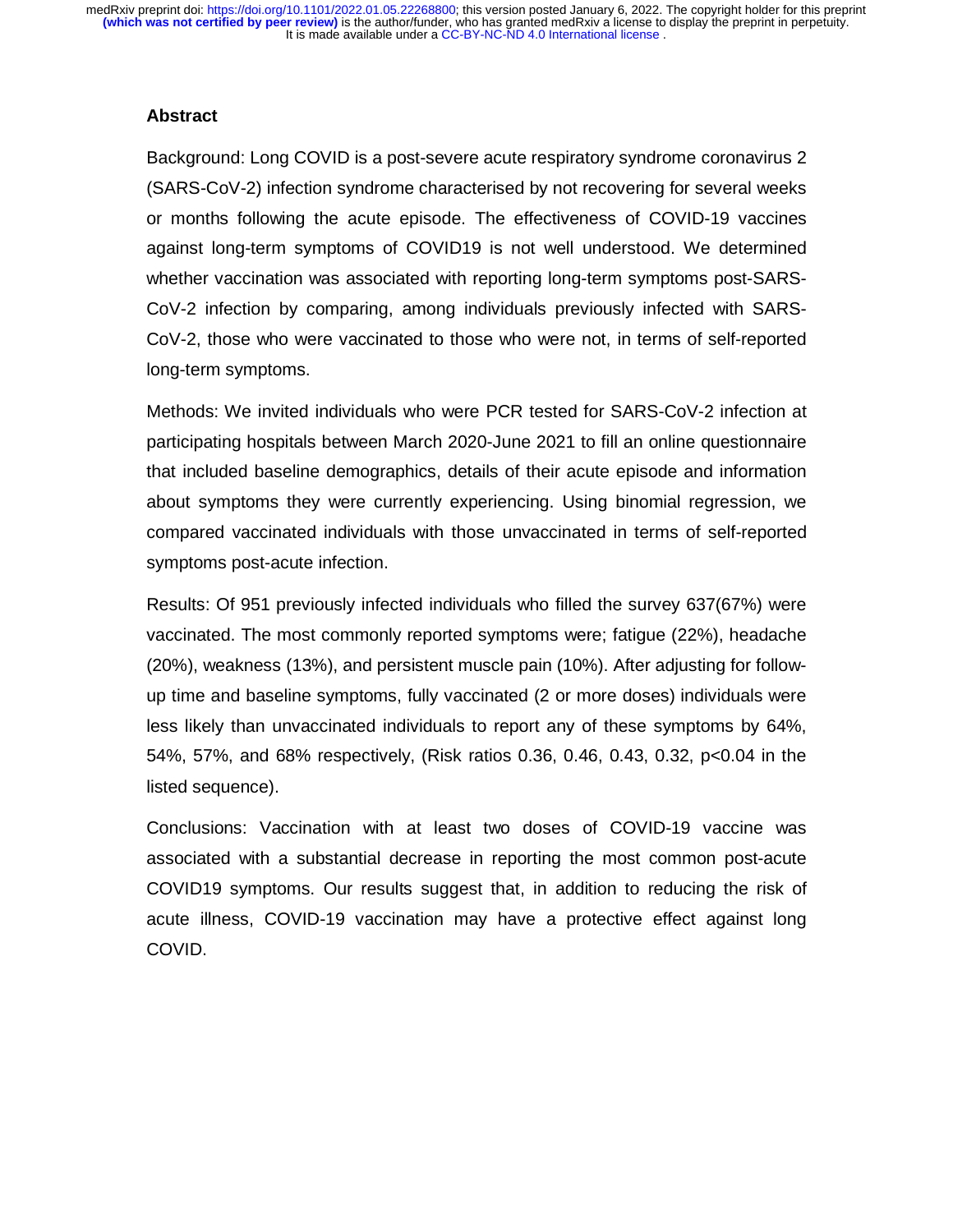## Abstract

Background: Long COVID is a post-severe acute respiratory syndrome coronavirus 2 (SARS-CoV-2) infection syndrome characterised by not recovering for several weeks or months following the acute episode. The effectiveness of COVID-19 vaccines against long-term symptoms of COVID19 is not well understood. We determined whether vaccination was associated with reporting long-term symptoms post-SARS-CoV-2 infection by comparing, among individuals previously infected with SARS-CoV-2, those who were vaccinated to those who were not, in terms of self-reported long-term symptoms.

Methods: We invited individuals who were PCR tested for SARS-CoV-2 infection at participating hospitals between March 2020-June 2021 to fill an online questionnaire that included baseline demographics, details of their acute episode and information about symptoms they were currently experiencing. Using binomial regression, we compared vaccinated individuals with those unvaccinated in terms of self-reported symptoms post-acute infection.

Results: Of 951 previously infected individuals who filled the survey 637(67%) were vaccinated. The most commonly reported symptoms were; fatigue (22%), headache (20%), weakness (13%), and persistent muscle pain (10%). After adjusting for follow-up time and baseline symptoms, fully vaccinated (2 or more doses) individuals were less likely than unvaccinated individuals to report any of these symptoms by 64%, 54%, 57%, and 68% respectively, (Risk ratios 0.36, 0.46, 0.43, 0.32, $p<0.04$ in the listed sequence).

Conclusions: Vaccination with at least two doses of COVID-19 vaccine was associated with a substantial decrease in reporting the most common post-acute COVID19 symptoms. Our results suggest that, in addition to reducing the risk of acute illness, COVID-19 vaccination may have a protective effect against long COVID.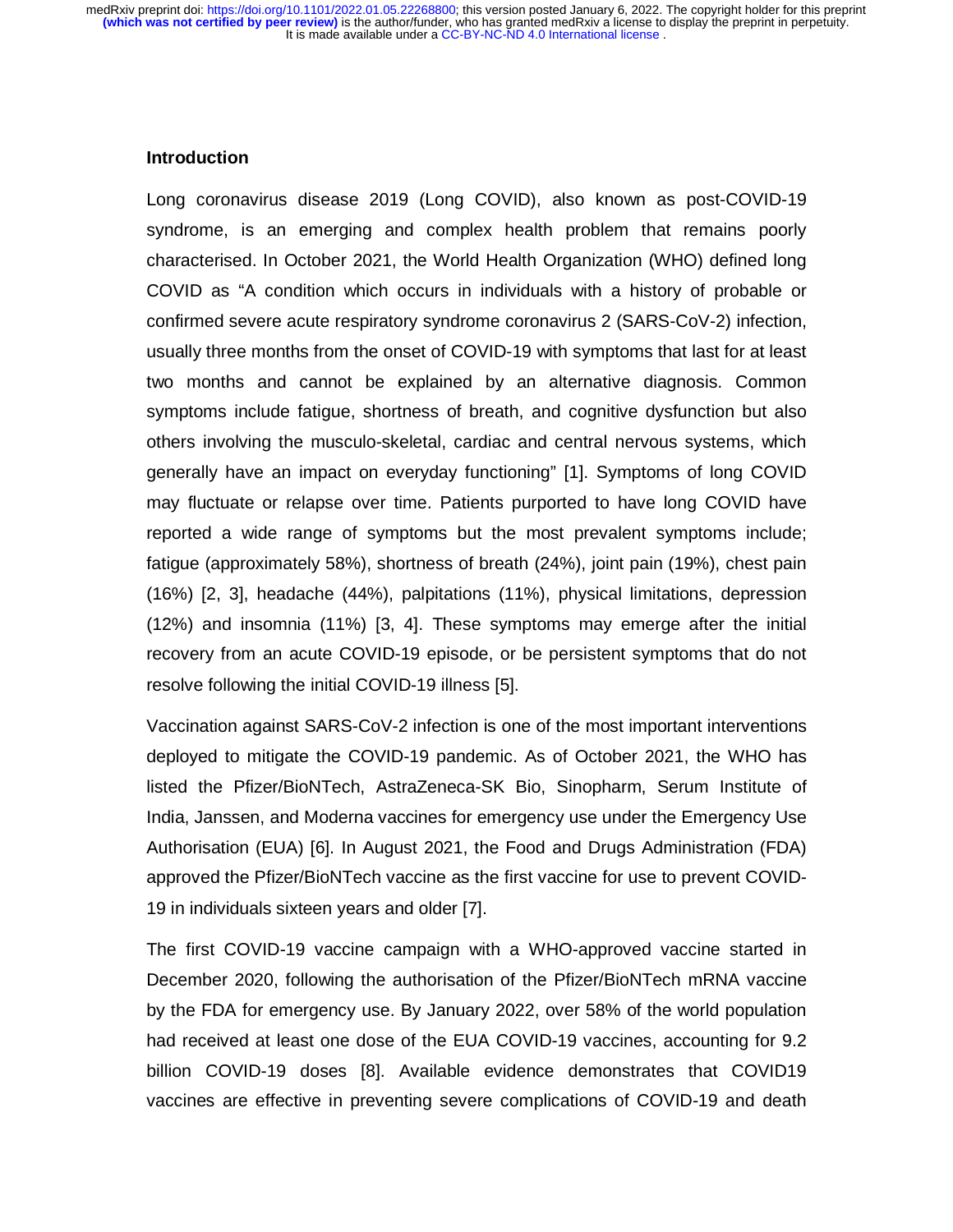## Introduction

Long coronavirus disease 2019 (Long COVID), also known as post-COVID-19 syndrome, is an emerging and complex health problem that remains poorly characterised. In October 2021, the World Health Organization (WHO) defined long COVID as "A condition which occurs in individuals with a history of probable or confirmed severe acute respiratory syndrome coronavirus 2 (SARS-CoV-2) infection, usually three months from the onset of COVID-19 with symptoms that last for at least two months and cannot be explained by an alternative diagnosis. Common symptoms include fatigue, shortness of breath, and cognitive dysfunction but also others involving the musculo-skeletal, cardiac and central nervous systems, which generally have an impact on everyday functioning" [1]. Symptoms of long COVID may fluctuate or relapse over time. Patients purported to have long COVID have reported a wide range of symptoms but the most prevalent symptoms include; fatigue (approximately 58%), shortness of breath (24%), joint pain (19%), chest pain (16%) [2, 3], headache (44%), palpitations (11%), physical limitations, depression (12%) and insomnia (11%) [3, 4]. These symptoms may emerge after the initial recovery from an acute COVID-19 episode, or be persistent symptoms that do not resolve following the initial COVID-19 illness [5].

Vaccination against SARS-CoV-2 infection is one of the most important interventions deployed to mitigate the COVID-19 pandemic. As of October 2021, the WHO has listed the Pfizer/BioNTech, AstraZeneca-SK Bio, Sinopharm, Serum Institute of India, Janssen, and Moderna vaccines for emergency use under the Emergency Use Authorisation (EUA) [6]. In August 2021, the Food and Drugs Administration (FDA) approved the Pfizer/BioNTech vaccine as the first vaccine for use to prevent COVID-19 in individuals sixteen years and older [7].

The first COVID-19 vaccine campaign with a WHO-approved vaccine started in December 2020, following the authorisation of the Pfizer/BioNTech mRNA vaccine by the FDA for emergency use. By January 2022, over 58% of the world population had received at least one dose of the EUA COVID-19 vaccines, accounting for 9.2 billion COVID-19 doses [8]. Available evidence demonstrates that COVID19 vaccines are effective in preventing severe complications of COVID-19 and death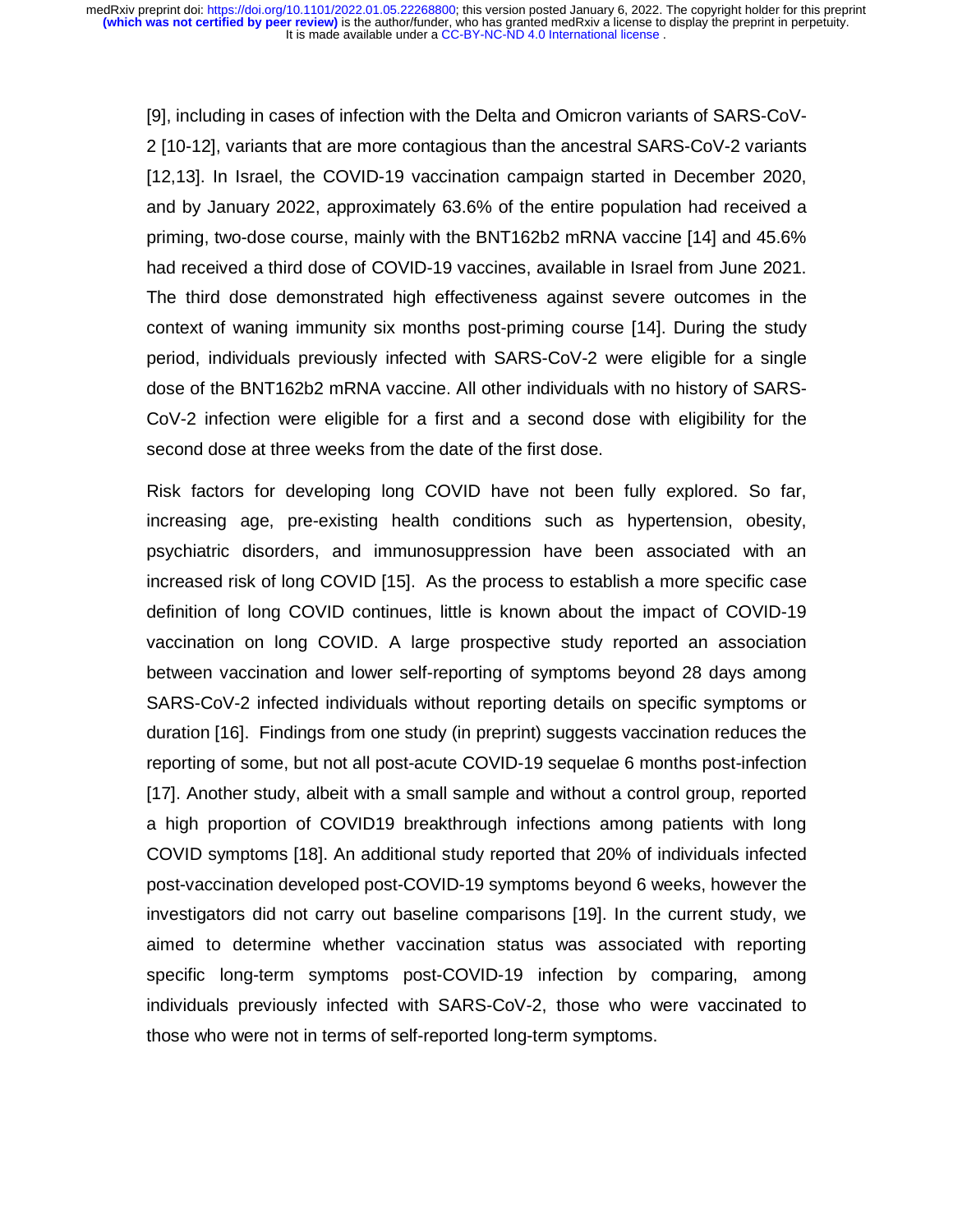[9], including in cases of infection with the Delta and Omicron variants of SARS-CoV-2 [10-12], variants that are more contagious than the ancestral SARS-CoV-2 variants [12,13]. In Israel, the COVID-19 vaccination campaign started in December 2020, and by January 2022, approximately 63.6% of the entire population had received a priming, two-dose course, mainly with the BNT162b2 mRNA vaccine [14] and 45.6% had received a third dose of COVID-19 vaccines, available in Israel from June 2021. The third dose demonstrated high effectiveness against severe outcomes in the context of waning immunity six months post-priming course [14]. During the study period, individuals previously infected with SARS-CoV-2 were eligible for a single dose of the BNT162b2 mRNA vaccine. All other individuals with no history of SARS-CoV-2 infection were eligible for a first and a second dose with eligibility for the second dose at three weeks from the date of the first dose.

Risk factors for developing long COVID have not been fully explored. So far, increasing age, pre-existing health conditions such as hypertension, obesity, psychiatric disorders, and immunosuppression have been associated with an increased risk of long COVID [15]. As the process to establish a more specific case definition of long COVID continues, little is known about the impact of COVID-19 vaccination on long COVID. A large prospective study reported an association between vaccination and lower self-reporting of symptoms beyond 28 days among SARS-CoV-2 infected individuals without reporting details on specific symptoms or duration [16]. Findings from one study (in preprint) suggests vaccination reduces the reporting of some, but not all post-acute COVID-19 sequelae 6 months post-infection [17]. Another study, albeit with a small sample and without a control group, reported a high proportion of COVID19 breakthrough infections among patients with long COVID symptoms [18]. An additional study reported that 20% of individuals infected post-vaccination developed post-COVID-19 symptoms beyond 6 weeks, however the investigators did not carry out baseline comparisons [19]. In the current study, we aimed to determine whether vaccination status was associated with reporting specific long-term symptoms post-COVID-19 infection by comparing, among individuals previously infected with SARS-CoV-2, those who were vaccinated to those who were not in terms of self-reported long-term symptoms.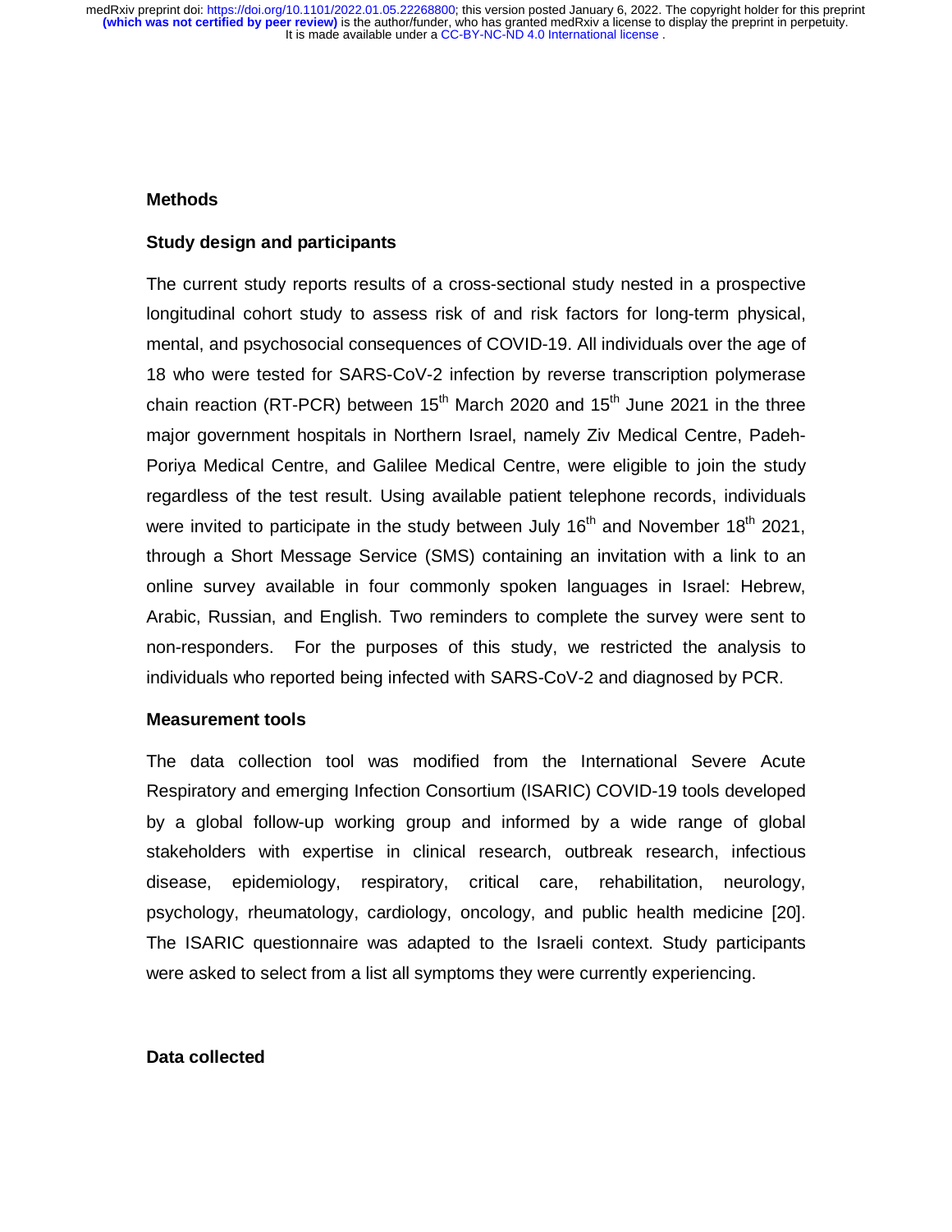## Methods

### Study design and participants

The current study reports results of a cross-sectional study nested in a prospective longitudinal cohort study to assess risk of and risk factors for long-term physical, mental, and psychosocial consequences of COVID-19. All individuals over the age of 18 who were tested for SARS-CoV-2 infection by reverse transcription polymerase chain reaction (RT-PCR) between 15th March 2020 and 15th June 2021 in the three major government hospitals in Northern Israel, namely Ziv Medical Centre, Padeh-Poriya Medical Centre, and Galilee Medical Centre, were eligible to join the study regardless of the test result. Using available patient telephone records, individuals were invited to participate in the study between July 16th and November 18th 2021, through a Short Message Service (SMS) containing an invitation with a link to an online survey available in four commonly spoken languages in Israel: Hebrew, Arabic, Russian, and English. Two reminders to complete the survey were sent to non-responders. For the purposes of this study, we restricted the analysis to individuals who reported being infected with SARS-CoV-2 and diagnosed by PCR.

### Measurement tools

The data collection tool was modified from the International Severe Acute Respiratory and emerging Infection Consortium (ISARIC) COVID-19 tools developed by a global follow-up working group and informed by a wide range of global stakeholders with expertise in clinical research, outbreak research, infectious disease, epidemiology, respiratory, critical care, rehabilitation, neurology, psychology, rheumatology, cardiology, oncology, and public health medicine [20]. The ISARIC questionnaire was adapted to the Israeli context. Study participants were asked to select from a list all symptoms they were currently experiencing.

### Data collected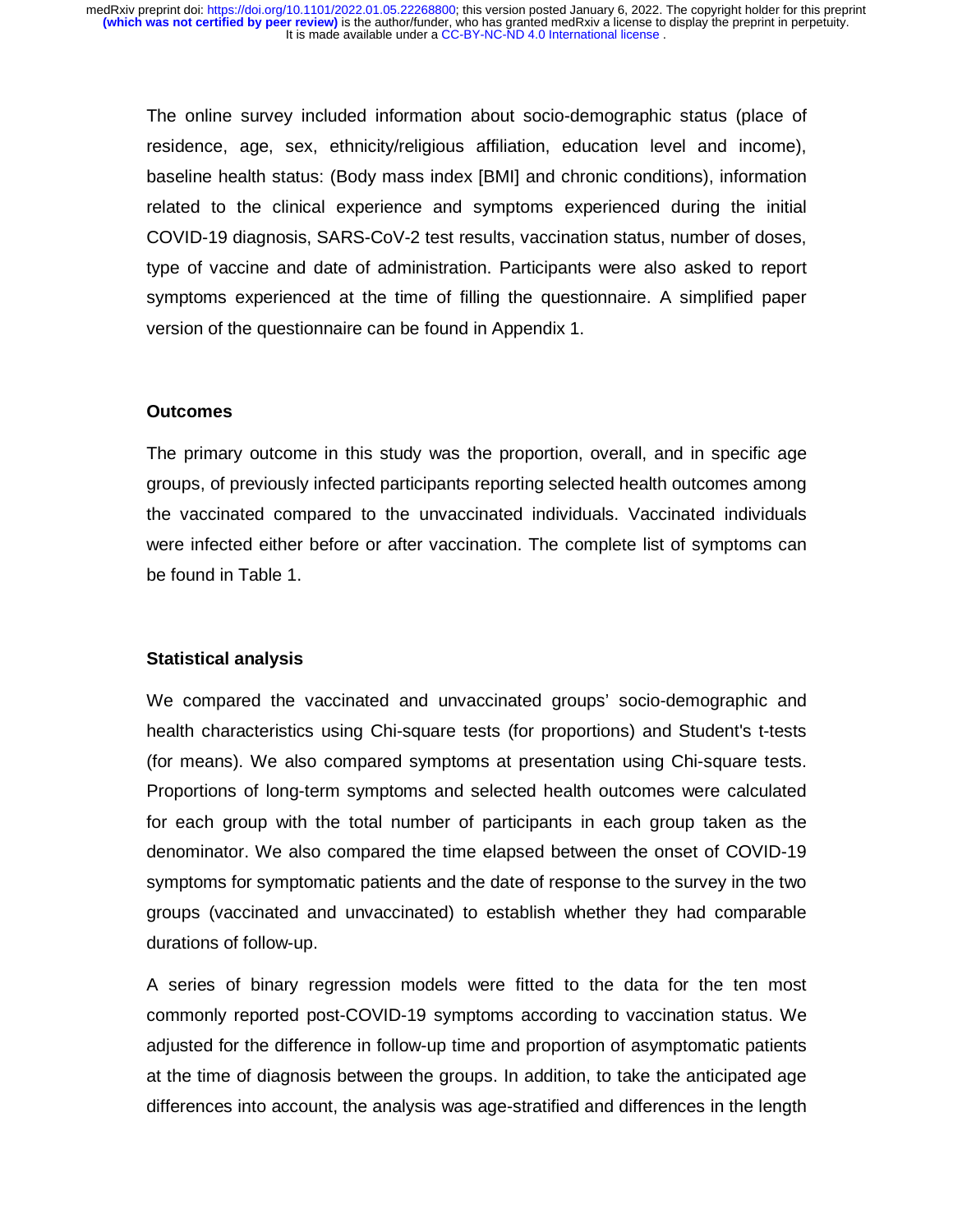The online survey included information about socio-demographic status (place of residence, age, sex, ethnicity/religious affiliation, education level and income), baseline health status: (Body mass index [BMI] and chronic conditions), information related to the clinical experience and symptoms experienced during the initial COVID-19 diagnosis, SARS-CoV-2 test results, vaccination status, number of doses, type of vaccine and date of administration. Participants were also asked to report symptoms experienced at the time of filling the questionnaire. A simplified paper version of the questionnaire can be found in Appendix 1.

### Outcomes

The primary outcome in this study was the proportion, overall, and in specific age groups, of previously infected participants reporting selected health outcomes among the vaccinated compared to the unvaccinated individuals. Vaccinated individuals were infected either before or after vaccination. The complete list of symptoms can be found in Table 1.

### Statistical analysis

We compared the vaccinated and unvaccinated groups' socio-demographic and health characteristics using Chi-square tests (for proportions) and Student's t-tests (for means). We also compared symptoms at presentation using Chi-square tests. Proportions of long-term symptoms and selected health outcomes were calculated for each group with the total number of participants in each group taken as the denominator. We also compared the time elapsed between the onset of COVID-19 symptoms for symptomatic patients and the date of response to the survey in the two groups (vaccinated and unvaccinated) to establish whether they had comparable durations of follow-up.

A series of binary regression models were fitted to the data for the ten most commonly reported post-COVID-19 symptoms according to vaccination status. We adjusted for the difference in follow-up time and proportion of asymptomatic patients at the time of diagnosis between the groups. In addition, to take the anticipated age differences into account, the analysis was age-stratified and differences in the length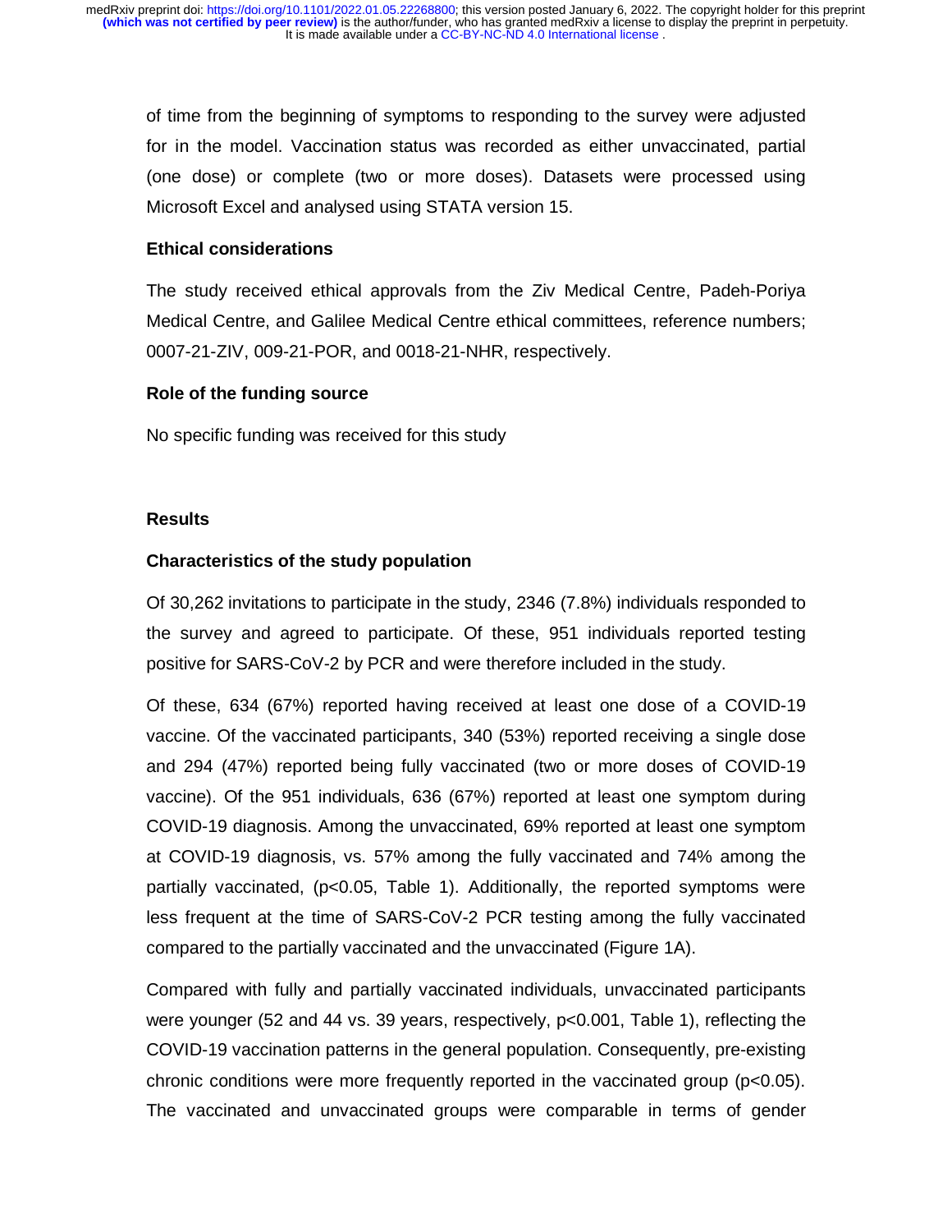of time from the beginning of symptoms to responding to the survey were adjusted for in the model. Vaccination status was recorded as either unvaccinated, partial (one dose) or complete (two or more doses). Datasets were processed using Microsoft Excel and analysed using STATA version 15.

### Ethical considerations

The study received ethical approvals from the Ziv Medical Centre, Padeh-Poriya Medical Centre, and Galilee Medical Centre ethical committees, reference numbers; 0007-21-ZIV, 009-21-POR, and 0018-21-NHR, respectively.

### Role of the funding source

No specific funding was received for this study

## Results

### Characteristics of the study population

Of 30,262 invitations to participate in the study, 2346 (7.8%) individuals responded to the survey and agreed to participate. Of these, 951 individuals reported testing positive for SARS-CoV-2 by PCR and were therefore included in the study.

Of these, 634 (67%) reported having received at least one dose of a COVID-19 vaccine. Of the vaccinated participants, 340 (53%) reported receiving a single dose and 294 (47%) reported being fully vaccinated (two or more doses of COVID-19 vaccine). Of the 951 individuals, 636 (67%) reported at least one symptom during COVID-19 diagnosis. Among the unvaccinated, 69% reported at least one symptom at COVID-19 diagnosis, vs. 57% among the fully vaccinated and 74% among the partially vaccinated, ($p<0.05$, Table 1). Additionally, the reported symptoms were less frequent at the time of SARS-CoV-2 PCR testing among the fully vaccinated compared to the partially vaccinated and the unvaccinated (Figure 1A).

Compared with fully and partially vaccinated individuals, unvaccinated participants were younger (52 and 44 vs. 39 years, respectively, $p<0.001$, Table 1), reflecting the COVID-19 vaccination patterns in the general population. Consequently, pre-existing chronic conditions were more frequently reported in the vaccinated group ($p<0.05$). The vaccinated and unvaccinated groups were comparable in terms of gender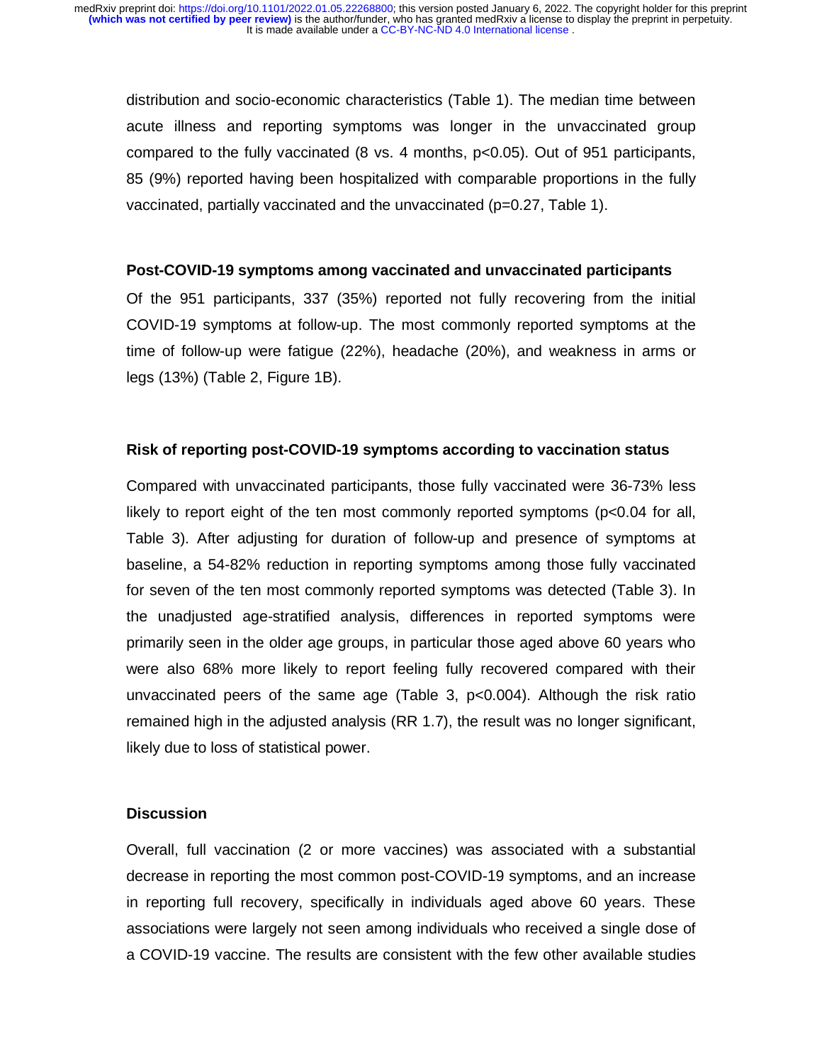distribution and socio-economic characteristics (Table 1). The median time between acute illness and reporting symptoms was longer in the unvaccinated group compared to the fully vaccinated (8 vs. 4 months, $p<0.05$). Out of 951 participants, 85 (9%) reported having been hospitalized with comparable proportions in the fully vaccinated, partially vaccinated and the unvaccinated ($p=0.27$, Table 1).

### Post-COVID-19 symptoms among vaccinated and unvaccinated participants

Of the 951 participants, 337 (35%) reported not fully recovering from the initial COVID-19 symptoms at follow-up. The most commonly reported symptoms at the time of follow-up were fatigue (22%), headache (20%), and weakness in arms or legs (13%) (Table 2, Figure 1B).

### Risk of reporting post-COVID-19 symptoms according to vaccination status

Compared with unvaccinated participants, those fully vaccinated were 36-73% less likely to report eight of the ten most commonly reported symptoms ($p<0.04$ for all, Table 3). After adjusting for duration of follow-up and presence of symptoms at baseline, a 54-82% reduction in reporting symptoms among those fully vaccinated for seven of the ten most commonly reported symptoms was detected (Table 3). In the unadjusted age-stratified analysis, differences in reported symptoms were primarily seen in the older age groups, in particular those aged above 60 years who were also 68% more likely to report feeling fully recovered compared with their unvaccinated peers of the same age (Table 3, $p<0.004$). Although the risk ratio remained high in the adjusted analysis (RR 1.7), the result was no longer significant, likely due to loss of statistical power.

## Discussion

Overall, full vaccination (2 or more vaccines) was associated with a substantial decrease in reporting the most common post-COVID-19 symptoms, and an increase in reporting full recovery, specifically in individuals aged above 60 years. These associations were largely not seen among individuals who received a single dose of a COVID-19 vaccine. The results are consistent with the few other available studies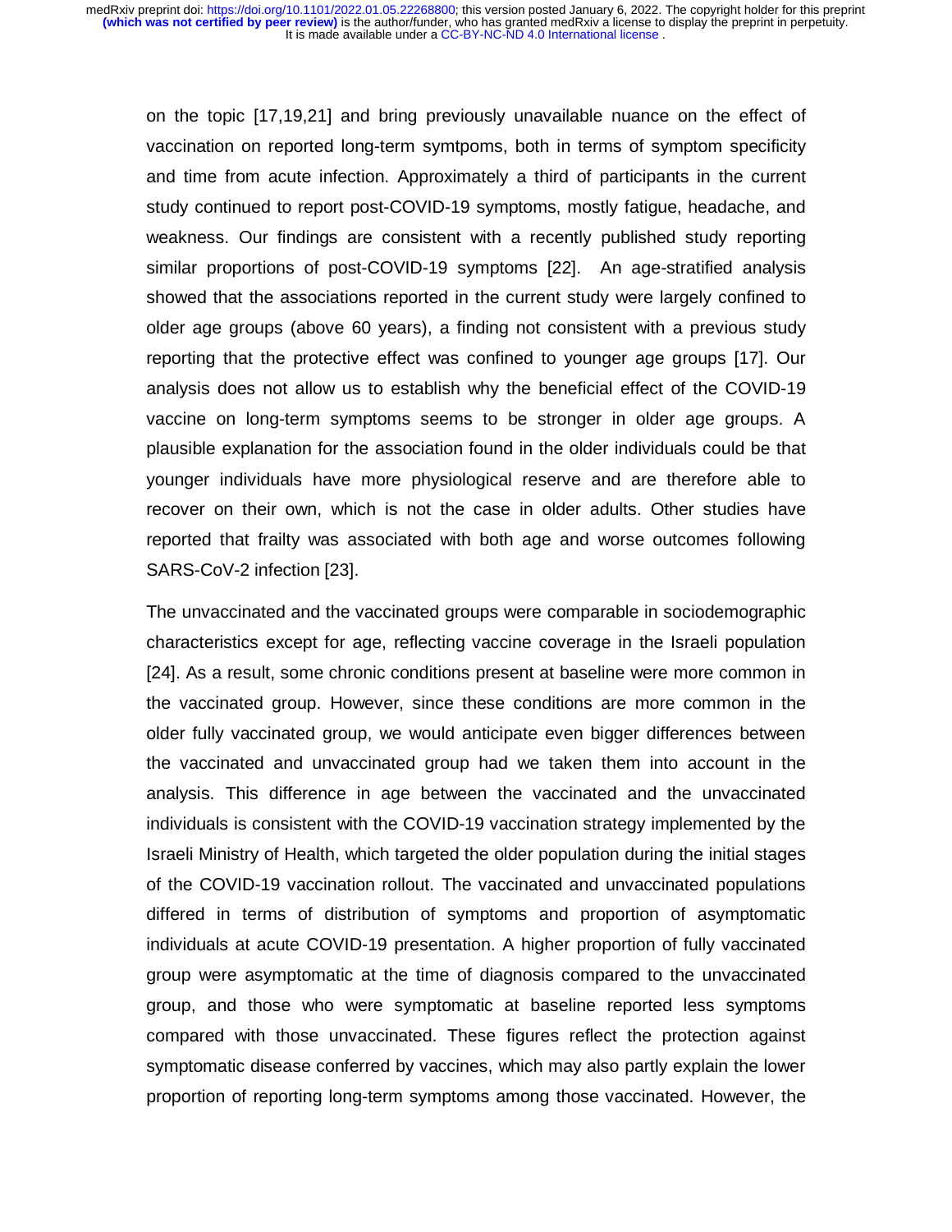on the topic [17,19,21] and bring previously unavailable nuance on the effect of vaccination on reported long-term symtpoms, both in terms of symptom specificity and time from acute infection. Approximately a third of participants in the current study continued to report post-COVID-19 symptoms, mostly fatigue, headache, and weakness. Our findings are consistent with a recently published study reporting similar proportions of post-COVID-19 symptoms [22]. An age-stratified analysis showed that the associations reported in the current study were largely confined to older age groups (above 60 years), a finding not consistent with a previous study reporting that the protective effect was confined to younger age groups [17]. Our analysis does not allow us to establish why the beneficial effect of the COVID-19 vaccine on long-term symptoms seems to be stronger in older age groups. A plausible explanation for the association found in the older individuals could be that younger individuals have more physiological reserve and are therefore able to recover on their own, which is not the case in older adults. Other studies have reported that frailty was associated with both age and worse outcomes following SARS-CoV-2 infection [23].

The unvaccinated and the vaccinated groups were comparable in sociodemographic characteristics except for age, reflecting vaccine coverage in the Israeli population [24]. As a result, some chronic conditions present at baseline were more common in the vaccinated group. However, since these conditions are more common in the older fully vaccinated group, we would anticipate even bigger differences between the vaccinated and unvaccinated group had we taken them into account in the analysis. This difference in age between the vaccinated and the unvaccinated individuals is consistent with the COVID-19 vaccination strategy implemented by the Israeli Ministry of Health, which targeted the older population during the initial stages of the COVID-19 vaccination rollout. The vaccinated and unvaccinated populations differed in terms of distribution of symptoms and proportion of asymptomatic individuals at acute COVID-19 presentation. A higher proportion of fully vaccinated group were asymptomatic at the time of diagnosis compared to the unvaccinated group, and those who were symptomatic at baseline reported less symptoms compared with those unvaccinated. These figures reflect the protection against symptomatic disease conferred by vaccines, which may also partly explain the lower proportion of reporting long-term symptoms among those vaccinated. However, the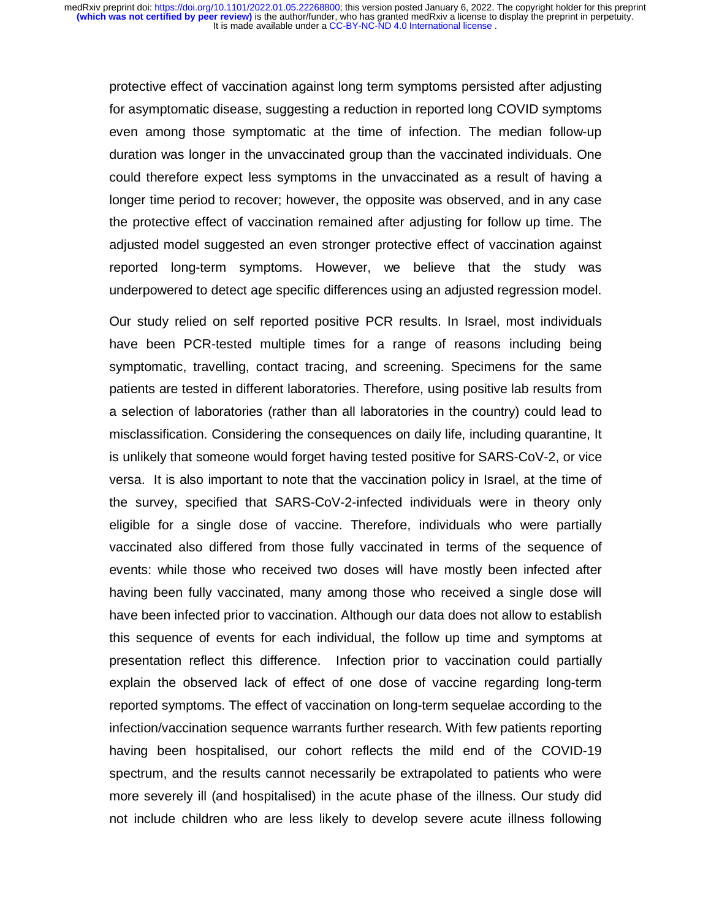protective effect of vaccination against long term symptoms persisted after adjusting for asymptomatic disease, suggesting a reduction in reported long COVID symptoms even among those symptomatic at the time of infection. The median follow-up duration was longer in the unvaccinated group than the vaccinated individuals. One could therefore expect less symptoms in the unvaccinated as a result of having a longer time period to recover; however, the opposite was observed, and in any case the protective effect of vaccination remained after adjusting for follow up time. The adjusted model suggested an even stronger protective effect of vaccination against reported long-term symptoms. However, we believe that the study was underpowered to detect age specific differences using an adjusted regression model.

Our study relied on self reported positive PCR results. In Israel, most individuals have been PCR-tested multiple times for a range of reasons including being symptomatic, travelling, contact tracing, and screening. Specimens for the same patients are tested in different laboratories. Therefore, using positive lab results from a selection of laboratories (rather than all laboratories in the country) could lead to misclassification. Considering the consequences on daily life, including quarantine, It is unlikely that someone would forget having tested positive for SARS-CoV-2, or vice versa. It is also important to note that the vaccination policy in Israel, at the time of the survey, specified that SARS-CoV-2-infected individuals were in theory only eligible for a single dose of vaccine. Therefore, individuals who were partially vaccinated also differed from those fully vaccinated in terms of the sequence of events: while those who received two doses will have mostly been infected after having been fully vaccinated, many among those who received a single dose will have been infected prior to vaccination. Although our data does not allow to establish this sequence of events for each individual, the follow up time and symptoms at presentation reflect this difference. Infection prior to vaccination could partially explain the observed lack of effect of one dose of vaccine regarding long-term reported symptoms. The effect of vaccination on long-term sequelae according to the infection/vaccination sequence warrants further research. With few patients reporting having been hospitalised, our cohort reflects the mild end of the COVID-19 spectrum, and the results cannot necessarily be extrapolated to patients who were more severely ill (and hospitalised) in the acute phase of the illness. Our study did not include children who are less likely to develop severe acute illness following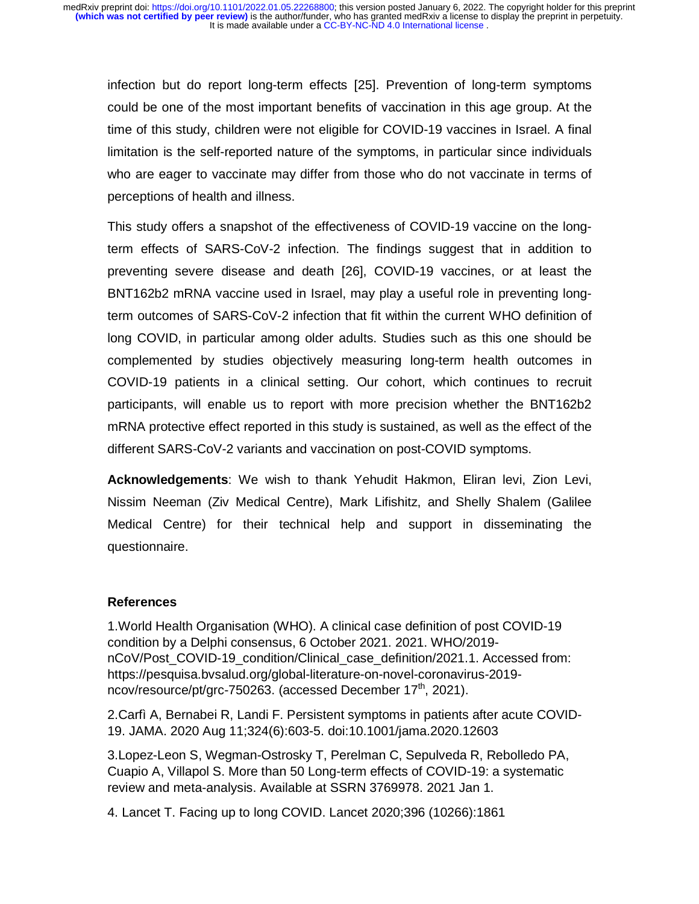infection but do report long-term effects [25]. Prevention of long-term symptoms could be one of the most important benefits of vaccination in this age group. At the time of this study, children were not eligible for COVID-19 vaccines in Israel. A final limitation is the self-reported nature of the symptoms, in particular since individuals who are eager to vaccinate may differ from those who do not vaccinate in terms of perceptions of health and illness.

This study offers a snapshot of the effectiveness of COVID-19 vaccine on the long-term effects of SARS-CoV-2 infection. The findings suggest that in addition to preventing severe disease and death [26], COVID-19 vaccines, or at least the BNT162b2 mRNA vaccine used in Israel, may play a useful role in preventing long-term outcomes of SARS-CoV-2 infection that fit within the current WHO definition of long COVID, in particular among older adults. Studies such as this one should be complemented by studies objectively measuring long-term health outcomes in COVID-19 patients in a clinical setting. Our cohort, which continues to recruit participants, will enable us to report with more precision whether the BNT162b2 mRNA protective effect reported in this study is sustained, as well as the effect of the different SARS-CoV-2 variants and vaccination on post-COVID symptoms.

**Acknowledgements**: We wish to thank Yehudit Hakmon, Eliran levi, Zion Levi, Nissim Neeman (Ziv Medical Centre), Mark Lifishitz, and Shelly Shalem (Galilee Medical Centre) for their technical help and support in disseminating the questionnaire.

## References

1.World Health Organisation (WHO). A clinical case definition of post COVID-19 condition by a Delphi consensus, 6 October 2021. 2021. WHO/2019-nCoV/Post_COVID-19_condition/Clinical_case_definition/2021.1. Accessed from: https://pesquisa.bvsalud.org/global-literature-on-novel-coronavirus-2019-ncov/resource/pt/grc-750263. (accessed December 17th, 2021).

2.Carfì A, Bernabei R, Landi F. Persistent symptoms in patients after acute COVID-19. JAMA. 2020 Aug 11;324(6):603-5. doi:10.1001/jama.2020.12603

3.Lopez-Leon S, Wegman-Ostrosky T, Perelman C, Sepulveda R, Rebolledo PA, Cuapio A, Villapol S. More than 50 Long-term effects of COVID-19: a systematic review and meta-analysis. Available at SSRN 3769978. 2021 Jan 1.

4. Lancet T. Facing up to long COVID. Lancet 2020;396 (10266):1861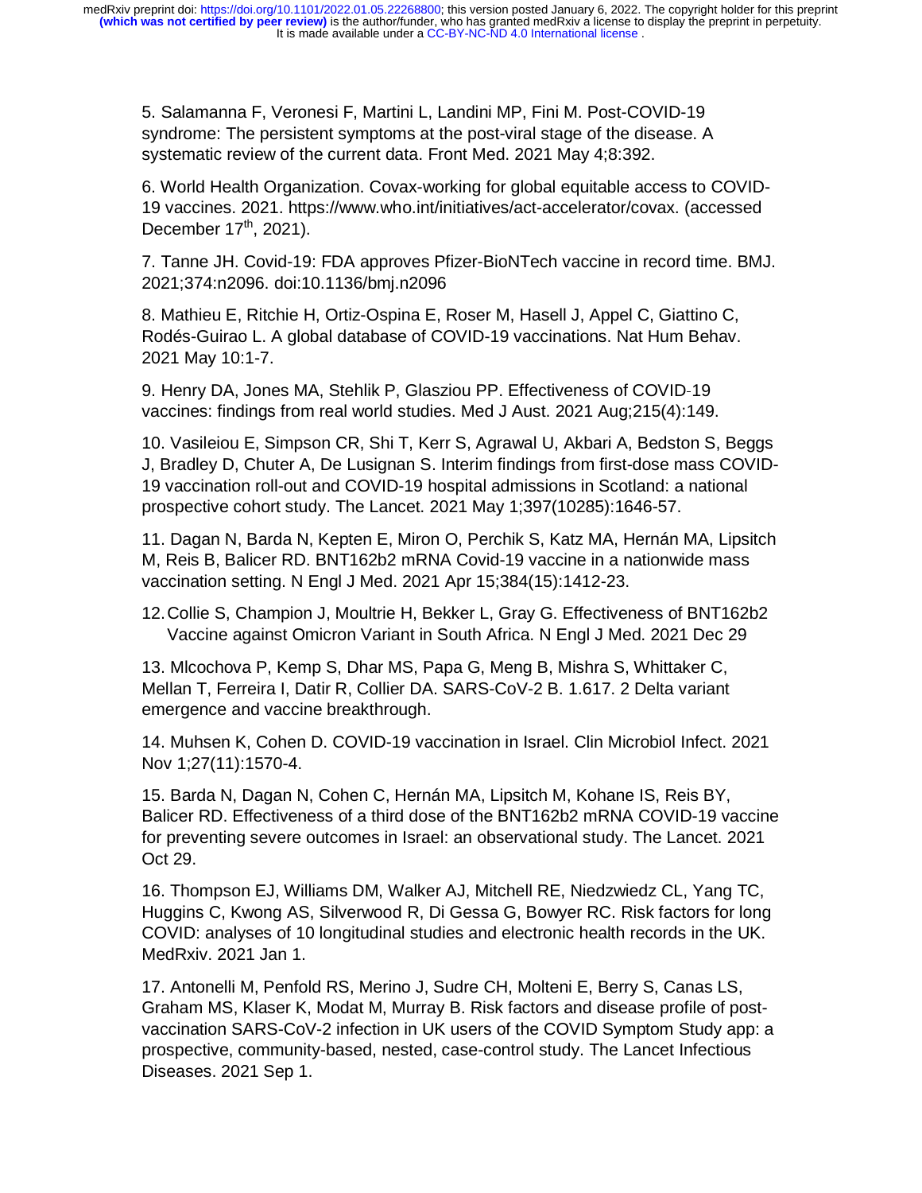5. Salamanna F, Veronesi F, Martini L, Landini MP, Fini M. Post-COVID-19 syndrome: The persistent symptoms at the post-viral stage of the disease. A systematic review of the current data. Front Med. 2021 May 4;8:392.

6. World Health Organization. Covax-working for global equitable access to COVID-19 vaccines. 2021. https://www.who.int/initiatives/act-accelerator/covax. (accessed December 17th, 2021).

7. Tanne JH. Covid-19: FDA approves Pfizer-BioNTech vaccine in record time. BMJ. 2021;374:n2096. doi:10.1136/bmj.n2096

8. Mathieu E, Ritchie H, Ortiz-Ospina E, Roser M, Hasell J, Appel C, Giattino C, Rodés-Guirao L. A global database of COVID-19 vaccinations. Nat Hum Behav. 2021 May 10:1-7.

9. Henry DA, Jones MA, Stehlik P, Glasziou PP. Effectiveness of COVID‐19 vaccines: findings from real world studies. Med J Aust. 2021 Aug;215(4):149.

10. Vasileiou E, Simpson CR, Shi T, Kerr S, Agrawal U, Akbari A, Bedston S, Beggs J, Bradley D, Chuter A, De Lusignan S. Interim findings from first-dose mass COVID-19 vaccination roll-out and COVID-19 hospital admissions in Scotland: a national prospective cohort study. The Lancet. 2021 May 1;397(10285):1646-57.

11. Dagan N, Barda N, Kepten E, Miron O, Perchik S, Katz MA, Hernán MA, Lipsitch M, Reis B, Balicer RD. BNT162b2 mRNA Covid-19 vaccine in a nationwide mass vaccination setting. N Engl J Med. 2021 Apr 15;384(15):1412-23.

12. Collie S, Champion J, Moultrie H, Bekker L, Gray G. Effectiveness of BNT162b2 Vaccine against Omicron Variant in South Africa. N Engl J Med. 2021 Dec 29

13. Mlcochova P, Kemp S, Dhar MS, Papa G, Meng B, Mishra S, Whittaker C, Mellan T, Ferreira I, Datir R, Collier DA. SARS-CoV-2 B. 1.617. 2 Delta variant emergence and vaccine breakthrough.

14. Muhsen K, Cohen D. COVID-19 vaccination in Israel. Clin Microbiol Infect. 2021 Nov 1;27(11):1570-4.

15. Barda N, Dagan N, Cohen C, Hernán MA, Lipsitch M, Kohane IS, Reis BY, Balicer RD. Effectiveness of a third dose of the BNT162b2 mRNA COVID-19 vaccine for preventing severe outcomes in Israel: an observational study. The Lancet. 2021 Oct 29.

16. Thompson EJ, Williams DM, Walker AJ, Mitchell RE, Niedzwiedz CL, Yang TC, Huggins C, Kwong AS, Silverwood R, Di Gessa G, Bowyer RC. Risk factors for long COVID: analyses of 10 longitudinal studies and electronic health records in the UK. MedRxiv. 2021 Jan 1.

17. Antonelli M, Penfold RS, Merino J, Sudre CH, Molteni E, Berry S, Canas LS, Graham MS, Klaser K, Modat M, Murray B. Risk factors and disease profile of post-vaccination SARS-CoV-2 infection in UK users of the COVID Symptom Study app: a prospective, community-based, nested, case-control study. The Lancet Infectious Diseases. 2021 Sep 1.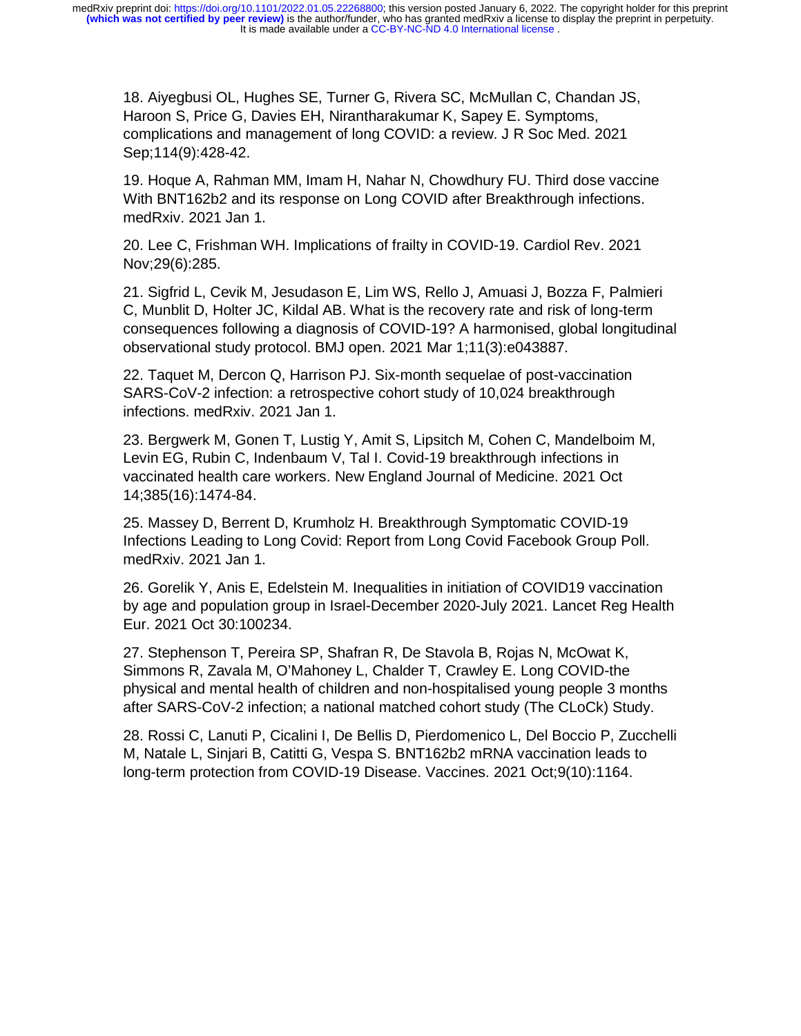18. Aiyegbusi OL, Hughes SE, Turner G, Rivera SC, McMullan C, Chandan JS, Haroon S, Price G, Davies EH, Nirantharakumar K, Sapey E. Symptoms, complications and management of long COVID: a review. J R Soc Med. 2021 Sep;114(9):428-42.

19. Hoque A, Rahman MM, Imam H, Nahar N, Chowdhury FU. Third dose vaccine With BNT162b2 and its response on Long COVID after Breakthrough infections. medRxiv. 2021 Jan 1.

20. Lee C, Frishman WH. Implications of frailty in COVID-19. Cardiol Rev. 2021 Nov;29(6):285.

21. Sigfrid L, Cevik M, Jesudason E, Lim WS, Rello J, Amuasi J, Bozza F, Palmieri C, Munblit D, Holter JC, Kildal AB. What is the recovery rate and risk of long-term consequences following a diagnosis of COVID-19? A harmonised, global longitudinal observational study protocol. BMJ open. 2021 Mar 1;11(3):e043887.

22. Taquet M, Dercon Q, Harrison PJ. Six-month sequelae of post-vaccination SARS-CoV-2 infection: a retrospective cohort study of 10,024 breakthrough infections. medRxiv. 2021 Jan 1.

23. Bergwerk M, Gonen T, Lustig Y, Amit S, Lipsitch M, Cohen C, Mandelboim M, Levin EG, Rubin C, Indenbaum V, Tal I. Covid-19 breakthrough infections in vaccinated health care workers. New England Journal of Medicine. 2021 Oct 14;385(16):1474-84.

25. Massey D, Berrent D, Krumholz H. Breakthrough Symptomatic COVID-19 Infections Leading to Long Covid: Report from Long Covid Facebook Group Poll. medRxiv. 2021 Jan 1.

26. Gorelik Y, Anis E, Edelstein M. Inequalities in initiation of COVID19 vaccination by age and population group in Israel-December 2020-July 2021. Lancet Reg Health Eur. 2021 Oct 30:100234.

27. Stephenson T, Pereira SP, Shafran R, De Stavola B, Rojas N, McOwat K, Simmons R, Zavala M, O'Mahoney L, Chalder T, Crawley E. Long COVID-the physical and mental health of children and non-hospitalised young people 3 months after SARS-CoV-2 infection; a national matched cohort study (The CLoCk) Study.

28. Rossi C, Lanuti P, Cicalini I, De Bellis D, Pierdomenico L, Del Boccio P, Zucchelli M, Natale L, Sinjari B, Catitti G, Vespa S. BNT162b2 mRNA vaccination leads to long-term protection from COVID-19 Disease. Vaccines. 2021 Oct;9(10):1164.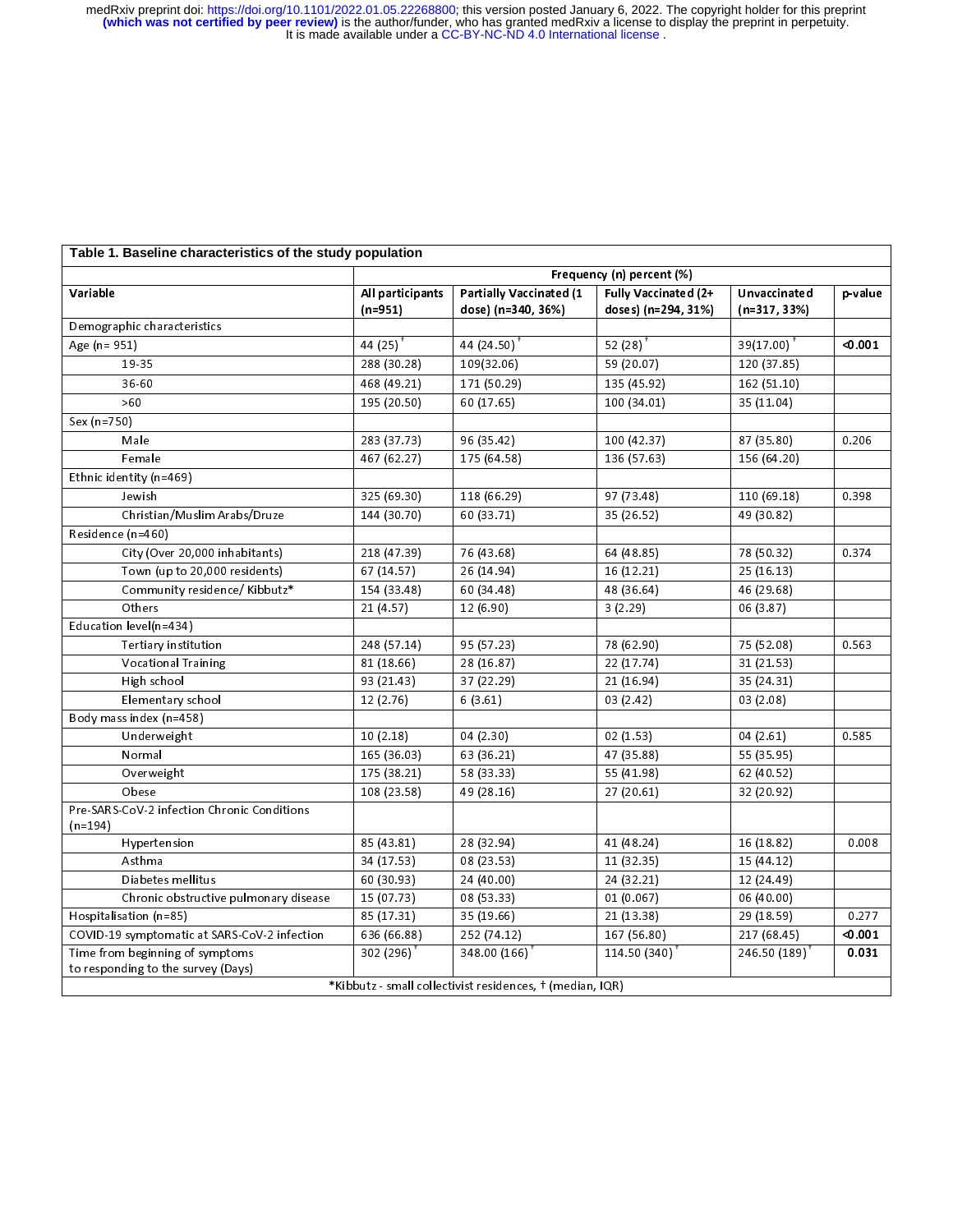| **Table 1. Baseline characteristics of the study population** | | | | | |
|---|---|---|---|---|---|
| | **Frequency (n) percent (%)** | | | | |
| **Variable** | **All participants (n=951)** | **Partially Vaccinated (1 dose) (n=340, 36%)** | **Fully Vaccinated (2+ doses) (n=294, 31%)** | **Unvaccinated (n=317, 33%)** | **p-value** |
| Demographic characteristics | | | | | |
| Age (n= 951) | 44 (25)† | 44 (24.50)† | 52 (28)† | 39(17.00)† | **<0.001** |
| 19-35 | 288 (30.28) | 109(32.06) | 59 (20.07) | 120 (37.85) | |
| 36-60 | 468 (49.21) | 171 (50.29) | 135 (45.92) | 162 (51.10) | |
| >60 | 195 (20.50) | 60 (17.65) | 100 (34.01) | 35 (11.04) | |
| Sex (n=750) | | | | | |
| Male | 283 (37.73) | 96 (35.42) | 100 (42.37) | 87 (35.80) | 0.206 |
| Female | 467 (62.27) | 175 (64.58) | 136 (57.63) | 156 (64.20) | |
| Ethnic identity (n=469) | | | | | |
| Jewish | 325 (69.30) | 118 (66.29) | 97 (73.48) | 110 (69.18) | 0.398 |
| Christian/Muslim Arabs/Druze | 144 (30.70) | 60 (33.71) | 35 (26.52) | 49 (30.82) | |
| Residence (n=460) | | | | | |
| City (Over 20,000 inhabitants) | 218 (47.39) | 76 (43.68) | 64 (48.85) | 78 (50.32) | 0.374 |
| Town (up to 20,000 residents) | 67 (14.57) | 26 (14.94) | 16 (12.21) | 25 (16.13) | |
| Community residence/ Kibbutz* | 154 (33.48) | 60 (34.48) | 48 (36.64) | 46 (29.68) | |
| Others | 21 (4.57) | 12 (6.90) | 3 (2.29) | 06 (3.87) | |
| Education level(n=434) | | | | | |
| Tertiary institution | 248 (57.14) | 95 (57.23) | 78 (62.90) | 75 (52.08) | 0.563 |
| Vocational Training | 81 (18.66) | 28 (16.87) | 22 (17.74) | 31 (21.53) | |
| High school | 93 (21.43) | 37 (22.29) | 21 (16.94) | 35 (24.31) | |
| Elementary school | 12 (2.76) | 6 (3.61) | 03 (2.42) | 03 (2.08) | |
| Body mass index (n=458) | | | | | |
| Underweight | 10 (2.18) | 04 (2.30) | 02 (1.53) | 04 (2.61) | 0.585 |
| Normal | 165 (36.03) | 63 (36.21) | 47 (35.88) | 55 (35.95) | |
| Overweight | 175 (38.21) | 58 (33.33) | 55 (41.98) | 62 (40.52) | |
| Obese | 108 (23.58) | 49 (28.16) | 27 (20.61) | 32 (20.92) | |
| Pre-SARS-CoV-2 infection Chronic Conditions (n=194) | | | | | |
| Hypertension | 85 (43.81) | 28 (32.94) | 41 (48.24) | 16 (18.82) | 0.008 |
| Asthma | 34 (17.53) | 08 (23.53) | 11 (32.35) | 15 (44.12) | |
| Diabetes mellitus | 60 (30.93) | 24 (40.00) | 24 (32.21) | 12 (24.49) | |
| Chronic obstructive pulmonary disease | 15 (07.73) | 08 (53.33) | 01 (0.067) | 06 (40.00) | |
| Hospitalisation (n=85) | 85 (17.31) | 35 (19.66) | 21 (13.38) | 29 (18.59) | 0.277 |
| COVID-19 symptomatic at SARS-CoV-2 infection | 636 (66.88) | 252 (74.12) | 167 (56.80) | 217 (68.45) | **<0.001** |
| Time from beginning of symptoms to responding to the survey (Days) | 302 (296)† | 348.00 (166)† | 114.50 (340)† | 246.50 (189)† | **0.031** |

*Kibbutz - small collectivist residences, † (median, IQR)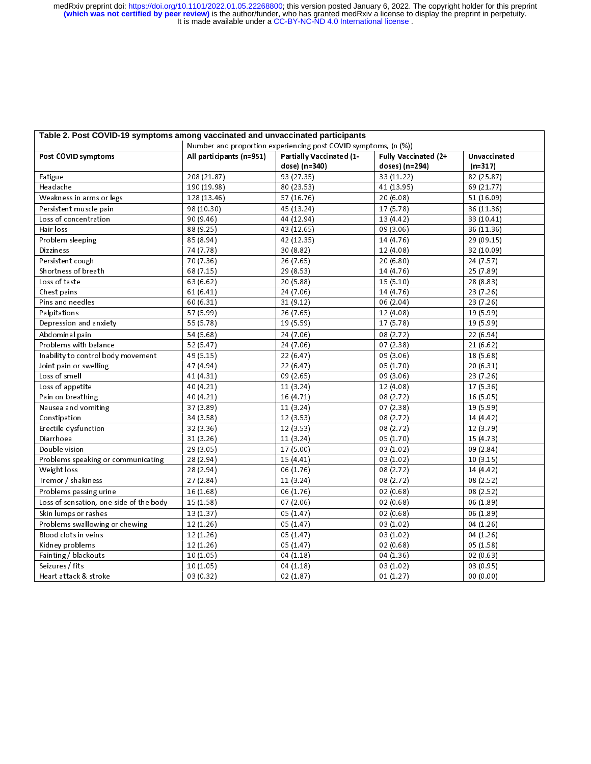**Table 2. Post COVID-19 symptoms among vaccinated and unvaccinated participants**

| Post COVID symptoms | Number and proportion experiencing post COVID symptoms, (n (%)) | | | |
|---|---|---|---|---|
| | All participants (n=951) | Partially Vaccinated (1-dose) (n=340) | Fully Vaccinated (2+ doses) (n=294) | Unvaccinated (n=317) |
| Fatigue | 208 (21.87) | 93 (27.35) | 33 (11.22) | 82 (25.87) |
| Headache | 190 (19.98) | 80 (23.53) | 41 (13.95) | 69 (21.77) |
| Weakness in arms or legs | 128 (13.46) | 57 (16.76) | 20 (6.08) | 51 (16.09) |
| Persistent muscle pain | 98 (10.30) | 45 (13.24) | 17 (5.78) | 36 (11.36) |
| Loss of concentration | 90 (9.46) | 44 (12.94) | 13 (4.42) | 33 (10.41) |
| Hair loss | 88 (9.25) | 43 (12.65) | 09 (3.06) | 36 (11.36) |
| Problem sleeping | 85 (8.94) | 42 (12.35) | 14 (4.76) | 29 (09.15) |
| Dizziness | 74 (7.78) | 30 (8.82) | 12 (4.08) | 32 (10.09) |
| Persistent cough | 70 (7.36) | 26 (7.65) | 20 (6.80) | 24 (7.57) |
| Shortness of breath | 68 (7.15) | 29 (8.53) | 14 (4.76) | 25 (7.89) |
| Loss of taste | 63 (6.62) | 20 (5.88) | 15 (5.10) | 28 (8.83) |
| Chest pains | 61 (6.41) | 24 (7.06) | 14 (4.76) | 23 (7.26) |
| Pins and needles | 60 (6.31) | 31 (9.12) | 06 (2.04) | 23 (7.26) |
| Palpitations | 57 (5.99) | 26 (7.65) | 12 (4.08) | 19 (5.99) |
| Depression and anxiety | 55 (5.78) | 19 (5.59) | 17 (5.78) | 19 (5.99) |
| Abdominal pain | 54 (5.68) | 24 (7.06) | 08 (2.72) | 22 (6.94) |
| Problems with balance | 52 (5.47) | 24 (7.06) | 07 (2.38) | 21 (6.62) |
| Inability to control body movement | 49 (5.15) | 22 (6.47) | 09 (3.06) | 18 (5.68) |
| Joint pain or swelling | 47 (4.94) | 22 (6.47) | 05 (1.70) | 20 (6.31) |
| Loss of smell | 41 (4.31) | 09 (2.65) | 09 (3.06) | 23 (7.26) |
| Loss of appetite | 40 (4.21) | 11 (3.24) | 12 (4.08) | 17 (5.36) |
| Pain on breathing | 40 (4.21) | 16 (4.71) | 08 (2.72) | 16 (5.05) |
| Nausea and vomiting | 37 (3.89) | 11 (3.24) | 07 (2.38) | 19 (5.99) |
| Constipation | 34 (3.58) | 12 (3.53) | 08 (2.72) | 14 (4.42) |
| Erectile dysfunction | 32 (3.36) | 12 (3.53) | 08 (2.72) | 12 (3.79) |
| Diarrhoea | 31 (3.26) | 11 (3.24) | 05 (1.70) | 15 (4.73) |
| Double vision | 29 (3.05) | 17 (5.00) | 03 (1.02) | 09 (2.84) |
| Problems speaking or communicating | 28 (2.94) | 15 (4.41) | 03 (1.02) | 10 (3.15) |
| Weight loss | 28 (2.94) | 06 (1.76) | 08 (2.72) | 14 (4.42) |
| Tremor / shakiness | 27 (2.84) | 11 (3.24) | 08 (2.72) | 08 (2.52) |
| Problems passing urine | 16 (1.68) | 06 (1.76) | 02 (0.68) | 08 (2.52) |
| Loss of sensation, one side of the body | 15 (1.58) | 07 (2.06) | 02 (0.68) | 06 (1.89) |
| Skin lumps or rashes | 13 (1.37) | 05 (1.47) | 02 (0.68) | 06 (1.89) |
| Problems swallowing or chewing | 12 (1.26) | 05 (1.47) | 03 (1.02) | 04 (1.26) |
| Blood clots in veins | 12 (1.26) | 05 (1.47) | 03 (1.02) | 04 (1.26) |
| Kidney problems | 12 (1.26) | 05 (1.47) | 02 (0.68) | 05 (1.58) |
| Fainting / blackouts | 10 (1.05) | 04 (1.18) | 04 (1.36) | 02 (0.63) |
| Seizures / fits | 10 (1.05) | 04 (1.18) | 03 (1.02) | 03 (0.95) |
| Heart attack & stroke | 03 (0.32) | 02 (1.87) | 01 (1.27) | 00 (0.00) |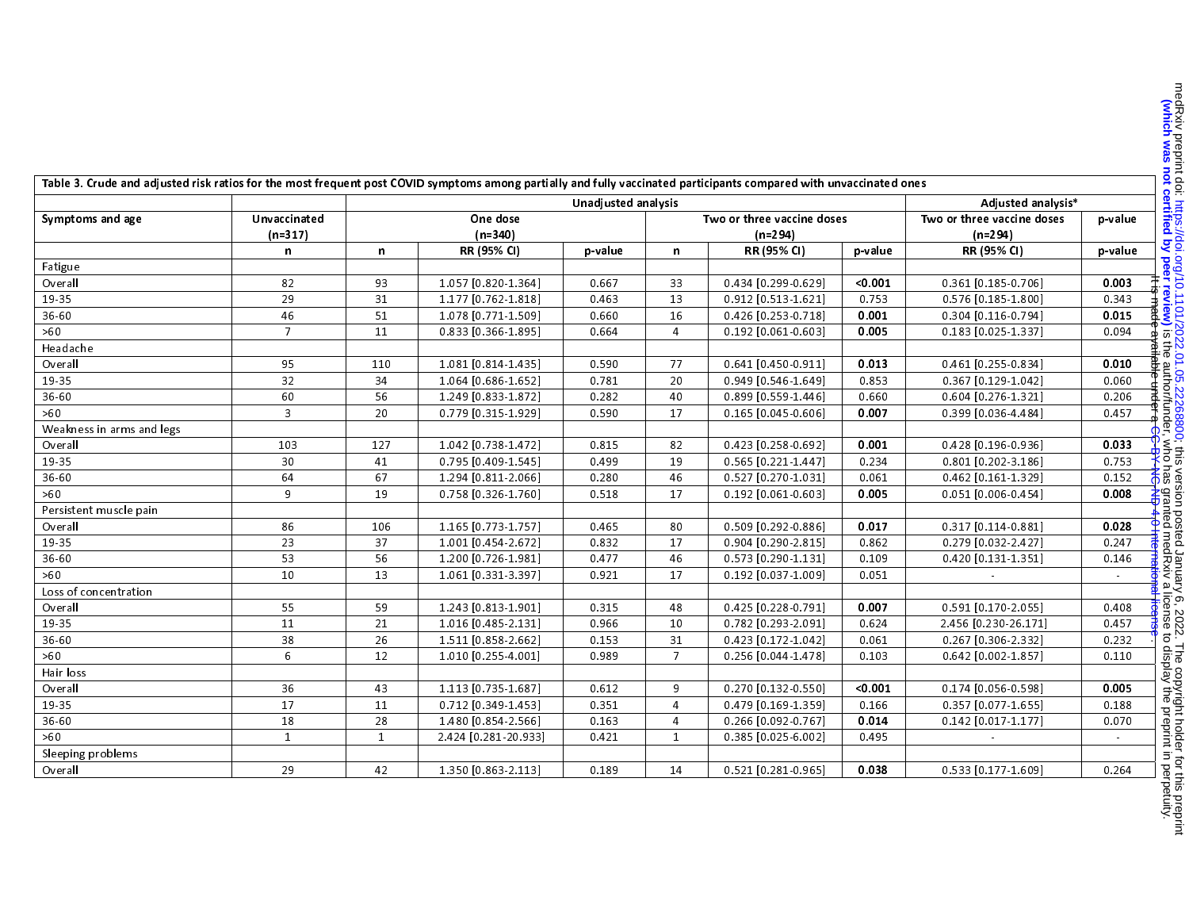| Table 3. Crude and adjusted risk ratios for the most frequent post COVID symptoms among partially and fully vaccinated participants compared with unvaccinated ones | | | | | | | | | |
|---|---|---|---|---|---|---|---|---|---|
| | | Unadjusted analysis | | | | | | Adjusted analysis* | |
| Symptoms and age | Unvaccinated (n=317) | One dose (n=340) | | | Two or three vaccine doses (n=294) | | | Two or three vaccine doses (n=294) | p-value |
| | n | n | RR (95% CI) | p-value | n | RR (95% CI) | p-value | RR (95% CI) | p-value |
| Fatigue | | | | | | | | | |
| Overall | 82 | 93 | 1.057 [0.820-1.364] | 0.667 | 33 | 0.434 [0.299-0.629] | **<0.001** | 0.361 [0.185-0.706] | **0.003** |
| 19-35 | 29 | 31 | 1.177 [0.762-1.818] | 0.463 | 13 | 0.912 [0.513-1.621] | 0.753 | 0.576 [0.185-1.800] | 0.343 |
| 36-60 | 46 | 51 | 1.078 [0.771-1.509] | 0.660 | 16 | 0.426 [0.253-0.718] | **0.001** | 0.304 [0.116-0.794] | **0.015** |
| >60 | 7 | 11 | 0.833 [0.366-1.895] | 0.664 | 4 | 0.192 [0.061-0.603] | **0.005** | 0.183 [0.025-1.337] | 0.094 |
| Headache | | | | | | | | | |
| Overall | 95 | 110 | 1.081 [0.814-1.435] | 0.590 | 77 | 0.641 [0.450-0.911] | **0.013** | 0.461 [0.255-0.834] | **0.010** |
| 19-35 | 32 | 34 | 1.064 [0.686-1.652] | 0.781 | 20 | 0.949 [0.546-1.649] | 0.853 | 0.367 [0.129-1.042] | 0.060 |
| 36-60 | 60 | 56 | 1.249 [0.833-1.872] | 0.282 | 40 | 0.899 [0.559-1.446] | 0.660 | 0.604 [0.276-1.321] | 0.206 |
| >60 | 3 | 20 | 0.779 [0.315-1.929] | 0.590 | 17 | 0.165 [0.045-0.606] | **0.007** | 0.399 [0.036-4.484] | 0.457 |
| Weakness in arms and legs | | | | | | | | | |
| Overall | 103 | 127 | 1.042 [0.738-1.472] | 0.815 | 82 | 0.423 [0.258-0.692] | **0.001** | 0.428 [0.196-0.936] | **0.033** |
| 19-35 | 30 | 41 | 0.795 [0.409-1.545] | 0.499 | 19 | 0.565 [0.221-1.447] | 0.234 | 0.801 [0.202-3.186] | 0.753 |
| 36-60 | 64 | 67 | 1.294 [0.811-2.066] | 0.280 | 46 | 0.527 [0.270-1.031] | 0.061 | 0.462 [0.161-1.329] | 0.152 |
| >60 | 9 | 19 | 0.758 [0.326-1.760] | 0.518 | 17 | 0.192 [0.061-0.603] | **0.005** | 0.051 [0.006-0.454] | **0.008** |
| Persistent muscle pain | | | | | | | | | |
| Overall | 86 | 106 | 1.165 [0.773-1.757] | 0.465 | 80 | 0.509 [0.292-0.886] | **0.017** | 0.317 [0.114-0.881] | **0.028** |
| 19-35 | 23 | 37 | 1.001 [0.454-2.672] | 0.832 | 17 | 0.904 [0.290-2.815] | 0.862 | 0.279 [0.032-2.427] | 0.247 |
| 36-60 | 53 | 56 | 1.200 [0.726-1.981] | 0.477 | 46 | 0.573 [0.290-1.131] | 0.109 | 0.420 [0.131-1.351] | 0.146 |
| >60 | 10 | 13 | 1.061 [0.331-3.397] | 0.921 | 17 | 0.192 [0.037-1.009] | 0.051 | - | - |
| Loss of concentration | | | | | | | | | |
| Overall | 55 | 59 | 1.243 [0.813-1.901] | 0.315 | 48 | 0.425 [0.228-0.791] | **0.007** | 0.591 [0.170-2.055] | 0.408 |
| 19-35 | 11 | 21 | 1.016 [0.485-2.131] | 0.966 | 10 | 0.782 [0.293-2.091] | 0.624 | 2.456 [0.230-26.171] | 0.457 |
| 36-60 | 38 | 26 | 1.511 [0.858-2.662] | 0.153 | 31 | 0.423 [0.172-1.042] | 0.061 | 0.267 [0.306-2.332] | 0.232 |
| >60 | 6 | 12 | 1.010 [0.255-4.001] | 0.989 | 7 | 0.256 [0.044-1.478] | 0.103 | 0.642 [0.002-1.857] | 0.110 |
| Hair loss | | | | | | | | | |
| Overall | 36 | 43 | 1.113 [0.735-1.687] | 0.612 | 9 | 0.270 [0.132-0.550] | **<0.001** | 0.174 [0.056-0.598] | **0.005** |
| 19-35 | 17 | 11 | 0.712 [0.349-1.453] | 0.351 | 4 | 0.479 [0.169-1.359] | 0.166 | 0.357 [0.077-1.655] | 0.188 |
| 36-60 | 18 | 28 | 1.480 [0.854-2.566] | 0.163 | 4 | 0.266 [0.092-0.767] | **0.014** | 0.142 [0.017-1.177] | 0.070 |
| >60 | 1 | 1 | 2.424 [0.281-20.933] | 0.421 | 1 | 0.385 [0.025-6.002] | 0.495 | - | - |
| Sleeping problems | | | | | | | | | |
| Overall | 29 | 42 | 1.350 [0.863-2.113] | 0.189 | 14 | 0.521 [0.281-0.965] | **0.038** | 0.533 [0.177-1.609] | 0.264 |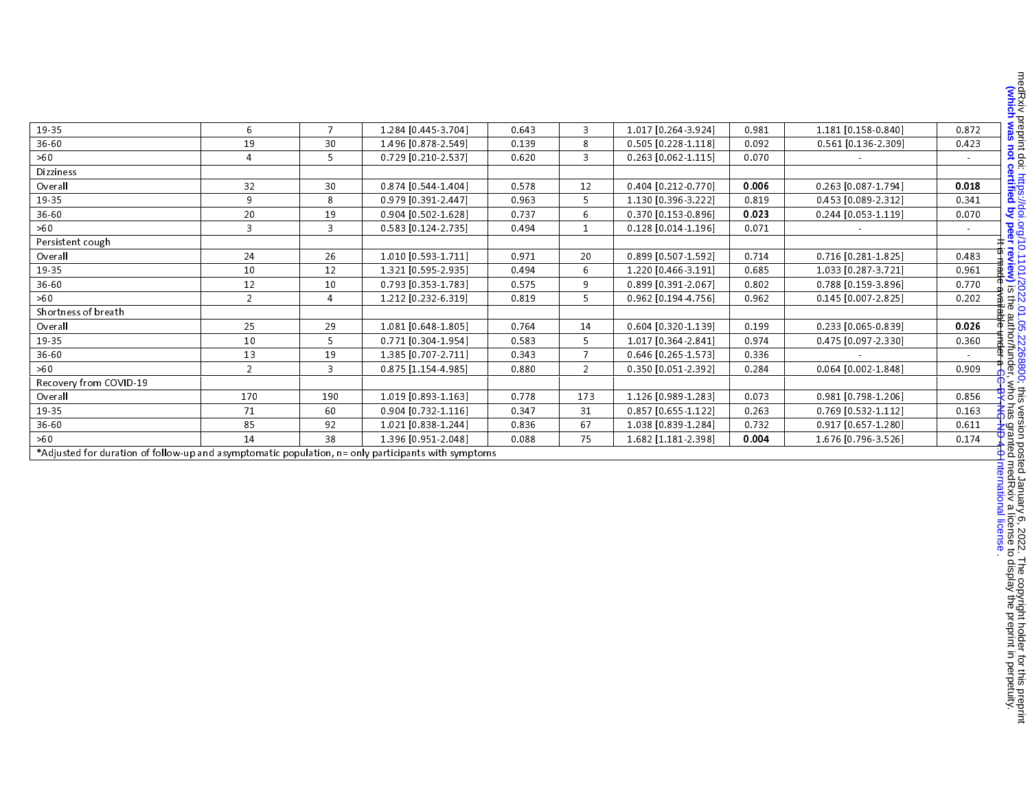| | | | | | | | | | |
|---|---|---|---|---|---|---|---|---|---|
| 19-35 | 6 | 7 | 1.284 [0.445-3.704] | 0.643 | 3 | 1.017 [0.264-3.924] | 0.981 | 1.181 [0.158-0.840] | 0.872 |
| 36-60 | 19 | 30 | 1.496 [0.878-2.549] | 0.139 | 8 | 0.505 [0.228-1.118] | 0.092 | 0.561 [0.136-2.309] | 0.423 |
| >60 | 4 | 5 | 0.729 [0.210-2.537] | 0.620 | 3 | 0.263 [0.062-1.115] | 0.070 | - | - |
| Dizziness | | | | | | | | | |
| Overall | 32 | 30 | 0.874 [0.544-1.404] | 0.578 | 12 | 0.404 [0.212-0.770] | **0.006** | 0.263 [0.087-1.794] | **0.018** |
| 19-35 | 9 | 8 | 0.979 [0.391-2.447] | 0.963 | 5 | 1.130 [0.396-3.222] | 0.819 | 0.453 [0.089-2.312] | 0.341 |
| 36-60 | 20 | 19 | 0.904 [0.502-1.628] | 0.737 | 6 | 0.370 [0.153-0.896] | **0.023** | 0.244 [0.053-1.119] | 0.070 |
| >60 | 3 | 3 | 0.583 [0.124-2.735] | 0.494 | 1 | 0.128 [0.014-1.196] | 0.071 | - | - |
| Persistent cough | | | | | | | | | |
| Overall | 24 | 26 | 1.010 [0.593-1.711] | 0.971 | 20 | 0.899 [0.507-1.592] | 0.714 | 0.716 [0.281-1.825] | 0.483 |
| 19-35 | 10 | 12 | 1.321 [0.595-2.935] | 0.494 | 6 | 1.220 [0.466-3.191] | 0.685 | 1.033 [0.287-3.721] | 0.961 |
| 36-60 | 12 | 10 | 0.793 [0.353-1.783] | 0.575 | 9 | 0.899 [0.391-2.067] | 0.802 | 0.788 [0.159-3.896] | 0.770 |
| >60 | 2 | 4 | 1.212 [0.232-6.319] | 0.819 | 5 | 0.962 [0.194-4.756] | 0.962 | 0.145 [0.007-2.825] | 0.202 |
| Shortness of breath | | | | | | | | | |
| Overall | 25 | 29 | 1.081 [0.648-1.805] | 0.764 | 14 | 0.604 [0.320-1.139] | 0.199 | 0.233 [0.065-0.839] | **0.026** |
| 19-35 | 10 | 5 | 0.771 [0.304-1.954] | 0.583 | 5 | 1.017 [0.364-2.841] | 0.974 | 0.475 [0.097-2.330] | 0.360 |
| 36-60 | 13 | 19 | 1.385 [0.707-2.711] | 0.343 | 7 | 0.646 [0.265-1.573] | 0.336 | - | - |
| >60 | 2 | 3 | 0.875 [1.154-4.985] | 0.880 | 2 | 0.350 [0.051-2.392] | 0.284 | 0.064 [0.002-1.848] | 0.909 |
| Recovery from COVID-19 | | | | | | | | | |
| Overall | 170 | 190 | 1.019 [0.893-1.163] | 0.778 | 173 | 1.126 [0.989-1.283] | 0.073 | 0.981 [0.798-1.206] | 0.856 |
| 19-35 | 71 | 60 | 0.904 [0.732-1.116] | 0.347 | 31 | 0.857 [0.655-1.122] | 0.263 | 0.769 [0.532-1.112] | 0.163 |
| 36-60 | 85 | 92 | 1.021 [0.838-1.244] | 0.836 | 67 | 1.038 [0.839-1.284] | 0.732 | 0.917 [0.657-1.280] | 0.611 |
| >60 | 14 | 38 | 1.396 [0.951-2.048] | 0.088 | 75 | 1.682 [1.181-2.398] | **0.004** | 1.676 [0.796-3.526] | 0.174 |

*Adjusted for duration of follow-up and asymptomatic population, n= only participants with symptoms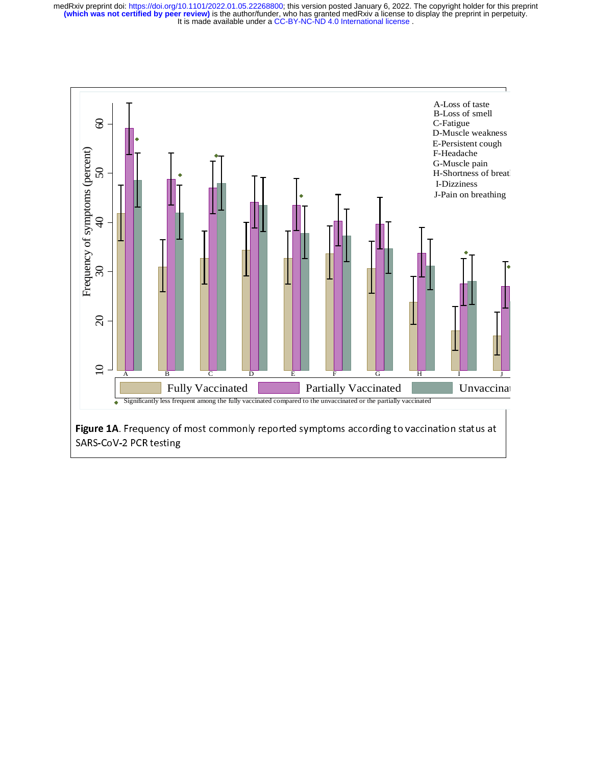**Figure 1A**. Frequency of most commonly reported symptoms according to vaccination status at SARS-CoV-2 PCR testing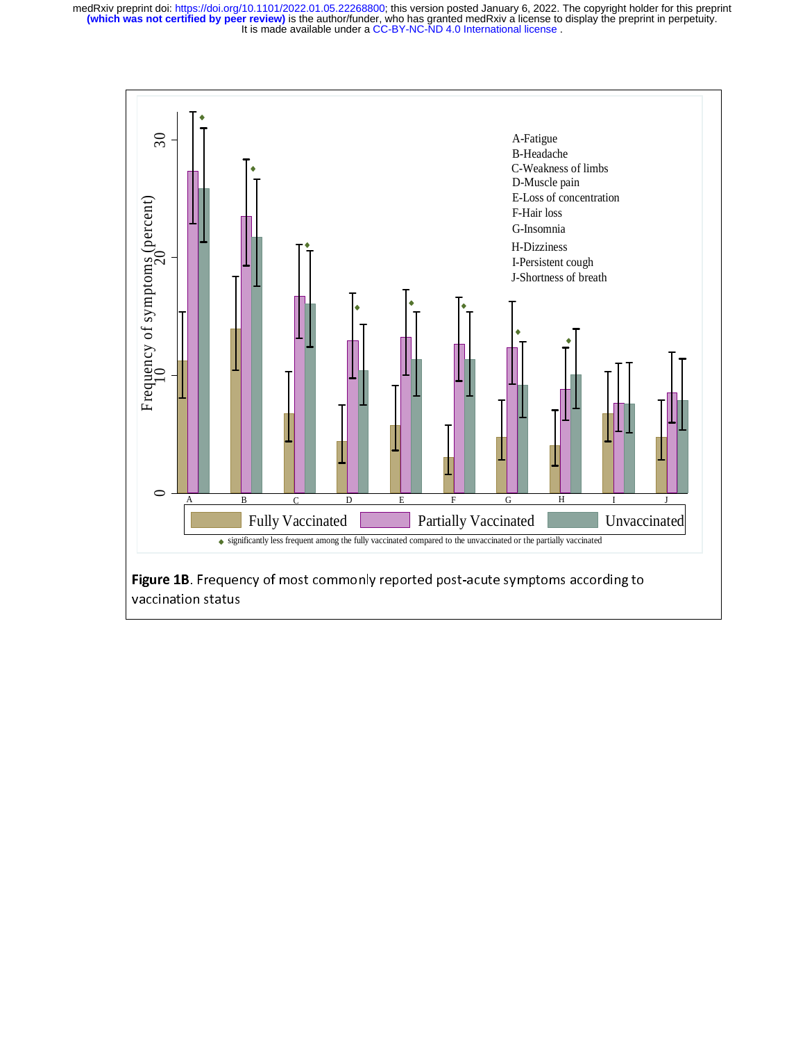Frequency of symptoms (percent)

0

10

20

30

A-Fatigue
B-Headache
C-Weakness of limbs
D-Muscle pain
E-Loss of concentration
F-Hair loss
G-Insomnia
H-Dizziness
I-Persistent cough
J-Shortness of breath

A B C D E F G H I J

Fully Vaccinated

Partially Vaccinated

Unvaccinated

◆ significantly less frequent among the fully vaccinated compared to the unvaccinated or the partially vaccinated

**Figure 1B**. Frequency of most commonly reported post-acute symptoms according to vaccination status